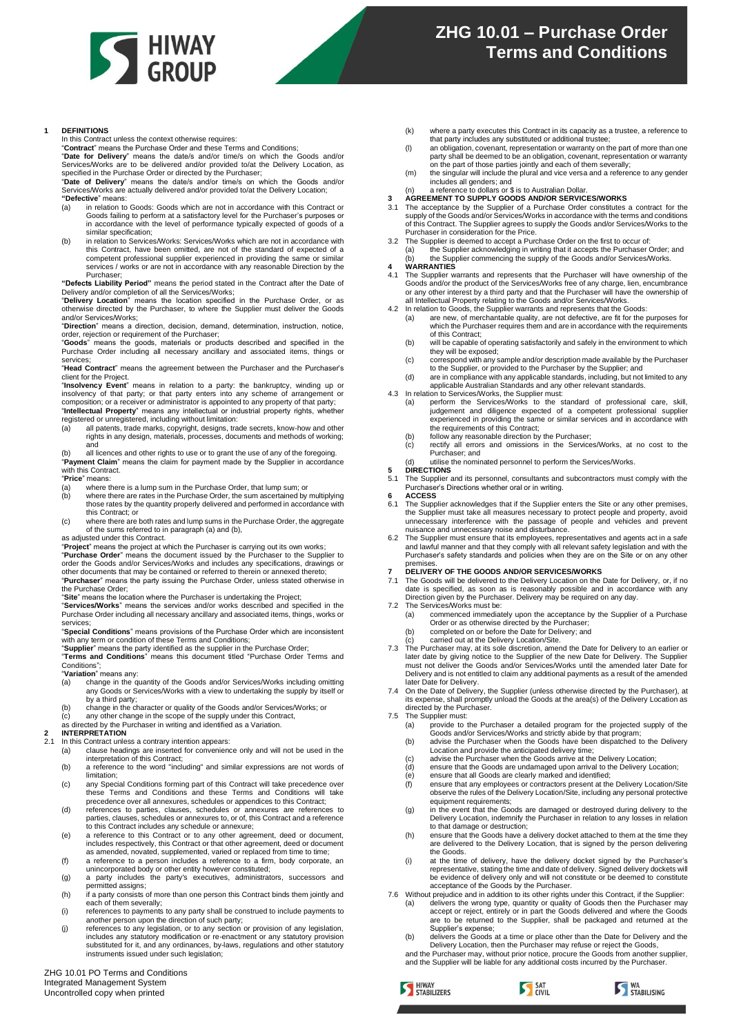# ZHG 10.01 – Purchase Order Terms and Conditions

## 1 DEFINITIONS

In this Contract unless the context otherwise requires:

"**Contract**" means the Purchase Order and these Terms and Conditions;

"**Date for Delivery**" means the date/s and/or time/s on which the Goods and/or Services/Works are to be delivered and/or provided to/at the Delivery Location, as specified in the Purchase Order or directed by the Purchaser;

"**Date of Delivery**" means the date/s and/or time/s on which the Goods and/or Services/Works are actually delivered and/or provided to/at the Delivery Location;

**"Defective**" means:

(a) in relation to Goods: Goods which are not in accordance with this Contract or Goods failing to perform at a satisfactory level for the Purchaser's purposes or in accordance with the level of performance typically expected of goods of a similar specification;

(b) in relation to Services/Works: Services/Works which are not in accordance with this Contract, have been omitted, are not of the standard of expected of a competent professional supplier experienced in providing the same or similar services / works or are not in accordance with any reasonable Direction by the Purchaser;

**"Defects Liability Period"** means the period stated in the Contract after the Date of Delivery and/or completion of all the Services/Works;

"**Delivery Location**" means the location specified in the Purchase Order, or as otherwise directed by the Purchaser, to where the Supplier must deliver the Goods and/or Services/Works;

"**Direction**" means a direction, decision, demand, determination, instruction, notice, order, rejection or requirement of the Purchaser;

"**Goods**" means the goods, materials or products described and specified in the Purchase Order including all necessary ancillary and associated items, things or services;

"**Head Contract**" means the agreement between the Purchaser and the Purchaser's client for the Project.

"**Insolvency Event**" means in relation to a party: the bankruptcy, winding up or insolvency of that party; or that party enters into any scheme of arrangement or composition; or a receiver or administrator is appointed to any property of that party;

"**Intellectual Property**" means any intellectual or industrial property rights, whether registered or unregistered, including without limitation:

(a) all patents, trade marks, copyright, designs, trade secrets, know-how and other rights in any design, materials, processes, documents and methods of working; and

(b) all licences and other rights to use or to grant the use of any of the foregoing.

"**Payment Claim**" means the claim for payment made by the Supplier in accordance with this Contract.

"**Price**" means:

(a) where there is a lump sum in the Purchase Order, that lump sum; or

(b) where there are rates in the Purchase Order, the sum ascertained by multiplying those rates by the quantity properly delivered and performed in accordance with this Contract; or

(c) where there are both rates and lump sums in the Purchase Order, the aggregate of the sums referred to in paragraph (a) and (b),

as adjusted under this Contract.

"**Project**" means the project at which the Purchaser is carrying out its own works;

"**Purchase Order**" means the document issued by the Purchaser to the Supplier to order the Goods and/or Services/Works and includes any specifications, drawings or other documents that may be contained or referred to therein or annexed thereto;

"**Purchaser**" means the party issuing the Purchase Order, unless stated otherwise in the Purchase Order;

"**Site**" means the location where the Purchaser is undertaking the Project;

"**Services/Works**" means the services and/or works described and specified in the Purchase Order including all necessary ancillary and associated items, things, works or services;

"**Special Conditions**" means provisions of the Purchase Order which are inconsistent with any term or condition of these Terms and Conditions;

"**Supplier**" means the party identified as the supplier in the Purchase Order;

"**Terms and Conditions**" means this document titled "Purchase Order Terms and Conditions";

"**Variation**" means any:

(a) change in the quantity of the Goods and/or Services/Works including omitting any Goods or Services/Works with a view to undertaking the supply by itself or by a third party;

(b) change in the character or quality of the Goods and/or Services/Works; or

(c) any other change in the scope of the supply under this Contract,

as directed by the Purchaser in writing and identified as a Variation.

## 2 INTERPRETATION

2.1 In this Contract unless a contrary intention appears:

(a) clause headings are inserted for convenience only and will not be used in the interpretation of this Contract;

(b) a reference to the word "including" and similar expressions are not words of limitation;

(c) any Special Conditions forming part of this Contract will take precedence over these Terms and Conditions and these Terms and Conditions will take precedence over all annexures, schedules or appendices to this Contract;

(d) references to parties, clauses, schedules or annexures are references to parties, clauses, schedules or annexures to, or of, this Contract and a reference to this Contract includes any schedule or annexure;

(e) a reference to this Contract or to any other agreement, deed or document, includes respectively, this Contract or that other agreement, deed or document as amended, novated, supplemented, varied or replaced from time to time;

(f) a reference to a person includes a reference to a firm, body corporate, an unincorporated body or other entity however constituted;

(g) a party includes the party's executives, administrators, successors and permitted assigns;

(h) if a party consists of more than one person this Contract binds them jointly and each of them severally;

(i) references to payments to any party shall be construed to include payments to another person upon the direction of such party;

(j) references to any legislation, or to any section or provision of any legislation, includes any statutory modification or re-enactment or any statutory provision substituted for it, and any ordinances, by-laws, regulations and other statutory instruments issued under such legislation;

(k) where a party executes this Contract in its capacity as a trustee, a reference to that party includes any substituted or additional trustee;

(l) an obligation, covenant, representation or warranty on the part of more than one party shall be deemed to be an obligation, covenant, representation or warranty on the part of those parties jointly and each of them severally;

(m) the singular will include the plural and vice versa and a reference to any gender includes all genders; and

(n) a reference to dollars or $ is to Australian Dollar.

## 3 AGREEMENT TO SUPPLY GOODS AND/OR SERVICES/WORKS

3.1 The acceptance by the Supplier of a Purchase Order constitutes a contract for the supply of the Goods and/or Services/Works in accordance with the terms and conditions of this Contract. The Supplier agrees to supply the Goods and/or Services/Works to the Purchaser in consideration for the Price.

3.2 The Supplier is deemed to accept a Purchase Order on the first to occur of:

(a) the Supplier acknowledging in writing that it accepts the Purchaser Order; and

(b) the Supplier commencing the supply of the Goods and/or Services/Works.

## 4 WARRANTIES

4.1 The Supplier warrants and represents that the Purchaser will have ownership of the Goods and/or the product of the Services/Works free of any charge, lien, encumbrance or any other interest by a third party and that the Purchaser will have the ownership of all Intellectual Property relating to the Goods and/or Services/Works.

4.2 In relation to Goods, the Supplier warrants and represents that the Goods:

(a) are new, of merchantable quality, are not defective, are fit for the purposes for which the Purchaser requires them and are in accordance with the requirements of this Contract;

(b) will be capable of operating satisfactorily and safely in the environment to which they will be exposed;

(c) correspond with any sample and/or description made available by the Purchaser to the Supplier, or provided to the Purchaser by the Supplier; and

(d) are in compliance with any applicable standards, including, but not limited to any applicable Australian Standards and any other relevant standards.

4.3 In relation to Services/Works, the Supplier must:

(a) perform the Services/Works to the standard of professional care, skill, judgement and diligence expected of a competent professional supplier experienced in providing the same or similar services and in accordance with the requirements of this Contract;

(b) follow any reasonable direction by the Purchaser;

(c) rectify all errors and omissions in the Services/Works, at no cost to the Purchaser; and

(d) utilise the nominated personnel to perform the Services/Works.

## 5 DIRECTIONS

5.1 The Supplier and its personnel, consultants and subcontractors must comply with the Purchaser's Directions whether oral or in writing.

## 6 ACCESS

6.1 The Supplier acknowledges that if the Supplier enters the Site or any other premises, the Supplier must take all measures necessary to protect people and property, avoid unnecessary interference with the passage of people and vehicles and prevent nuisance and unnecessary noise and disturbance.

6.2 The Supplier must ensure that its employees, representatives and agents act in a safe and lawful manner and that they comply with all relevant safety legislation and with the Purchaser's safety standards and policies when they are on the Site or on any other premises.

## 7 DELIVERY OF THE GOODS AND/OR SERVICES/WORKS

7.1 The Goods will be delivered to the Delivery Location on the Date for Delivery, or, if no date is specified, as soon as is reasonably possible and in accordance with any Direction given by the Purchaser. Delivery may be required on any day.

7.2 The Services/Works must be:

(a) commenced immediately upon the acceptance by the Supplier of a Purchase Order or as otherwise directed by the Purchaser;

(b) completed on or before the Date for Delivery; and

(c) carried out at the Delivery Location/Site.

7.3 The Purchaser may, at its sole discretion, amend the Date for Delivery to an earlier or later date by giving notice to the Supplier of the new Date for Delivery. The Supplier must not deliver the Goods and/or Services/Works until the amended later Date for Delivery and is not entitled to claim any additional payments as a result of the amended later Date for Delivery.

7.4 On the Date of Delivery, the Supplier (unless otherwise directed by the Purchaser), at its expense, shall promptly unload the Goods at the area(s) of the Delivery Location as directed by the Purchaser.

7.5 The Supplier must:

(a) provide to the Purchaser a detailed program for the projected supply of the Goods and/or Services/Works and strictly abide by that program;

(b) advise the Purchaser when the Goods have been dispatched to the Delivery Location and provide the anticipated delivery time;

(c) advise the Purchaser when the Goods arrive at the Delivery Location;

(d) ensure that the Goods are undamaged upon arrival to the Delivery Location;

(e) ensure that all Goods are clearly marked and identified;

(f) ensure that any employees or contractors present at the Delivery Location/Site observe the rules of the Delivery Location/Site, including any personal protective equipment requirements;

(g) in the event that the Goods are damaged or destroyed during delivery to the Delivery Location, indemnify the Purchaser in relation to any losses in relation to that damage or destruction;

(h) ensure that the Goods have a delivery docket attached to them at the time they are delivered to the Delivery Location, that is signed by the person delivering the Goods.

(i) at the time of delivery, have the delivery docket signed by the Purchaser's representative, stating the time and date of delivery. Signed delivery dockets will be evidence of delivery only and will not constitute or be deemed to constitute acceptance of the Goods by the Purchaser.

7.6 Without prejudice and in addition to its other rights under this Contract, if the Supplier:

(a) delivers the wrong type, quantity or quality of Goods then the Purchaser may accept or reject, entirely or in part the Goods Delivered and where the Goods are to be returned to the Supplier, shall be packaged and returned at the Supplier's expense;

(b) delivers the Goods at a time or place other than the Date for Delivery and the Delivery Location, then the Purchaser may refuse or reject the Goods,

and the Purchaser may, without prior notice, procure the Goods from another supplier, and the Supplier will be liable for any additional costs incurred by the Purchaser.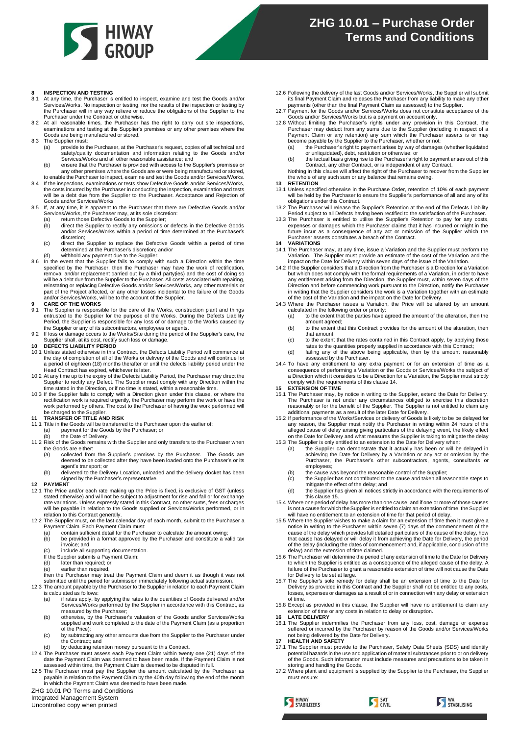## 8 INSPECTION AND TESTING

8.1 At any time, the Purchaser is entitled to inspect, examine and test the Goods and/or Services/Works. No inspection or testing, nor the results of the inspection or testing by the Purchaser will in any way relieve or reduce the obligations of the Supplier to the Purchaser under the Contract or otherwise.

8.2 At all reasonable times, the Purchaser has the right to carry out site inspections, examinations and testing at the Supplier's premises or any other premises where the Goods are being manufactured or stored.

8.3 The Supplier must:

(a) provide to the Purchaser, at the Purchaser's request, copies of all technical and safety/quality documentation and information relating to the Goods and/or Services/Works and all other reasonable assistance; and

(b) ensure that the Purchaser is provided with access to the Supplier's premises or any other premises where the Goods are or were being manufactured or stored,

to enable the Purchaser to inspect, examine and test the Goods and/or Services/Works.

8.4 If the inspections, examinations or tests show Defective Goods and/or Services/Works, the costs incurred by the Purchaser in conducting the inspection, examination and tests will be a debt due from the Supplier to the Purchaser. Acceptance and Rejection of Goods and/or Services/Works

8.5 If, at any time, it is apparent to the Purchaser that there are Defective Goods and/or Services/Works, the Purchaser may, at its sole discretion:

(a) return those Defective Goods to the Supplier;

(b) direct the Supplier to rectify any omissions or defects in the Defective Goods and/or Services/Works within a period of time determined at the Purchaser's discretion;

(c) direct the Supplier to replace the Defective Goods within a period of time determined at the Purchaser's discretion; and/or

(d) withhold any payment due to the Supplier.

8.6 In the event that the Supplier fails to comply with such a Direction within the time specified by the Purchaser, then the Purchaser may have the work of rectification, removal and/or replacement carried out by a third party(ies) and the cost of doing so will be a debt due from the Supplier to the Purchaser. All costs associated with repairing, reinstating or replacing Defective Goods and/or Services/Works, any other materials or part of the Project affected, or any other losses incidental to the failure of the Goods and/or Services/Works, will be to the account of the Supplier.

## 9 CARE OF THE WORKS

9.1 The Supplier is responsible for the care of the Works, construction plant and things entrusted to the Supplier for the purpose of the Works. During the Defects Liability Period, the Supplier is responsible for any loss of or damage to the Works caused by the Supplier or any of its subcontractors, employees or agents.

9.2 If loss or damage occurs to the Works/Site during the period of the Supplier's care, the Supplier shall, at its cost, rectify such loss or damage.

## 10 DEFECTS LIABILITY PERIOD

10.1 Unless stated otherwise in this Contract, the Defects Liability Period will commence at the day of completion of all of the Works or delivery of the Goods and will continue for a period of eighteen (18) months thereafter or until the defects liability period under the Head Contract has expired, whichever is later.

10.2 At any time up to the expiry of the Defects Liability Period, the Purchaser may direct the Supplier to rectify any Defect. The Supplier must comply with any Direction within the time stated in the Direction, or if no time is stated, within a reasonable time.

10.3 If the Supplier fails to comply with a Direction given under this clause, or where the rectification work is required urgently, the Purchaser may perform the work or have the work performed by others. The cost to the Purchaser of having the work performed will be charged to the Supplier.

## 11 TRANSFER OF TITLE AND RISK

11.1 Title in the Goods will be transferred to the Purchaser upon the earlier of:

(a) payment for the Goods by the Purchaser; or

(b) the Date of Delivery.

11.2 Risk of the Goods remains with the Supplier and only transfers to the Purchaser when the Goods are either:

(a) collected from the Supplier's premises by the Purchaser. The Goods are deemed to be collected after they have been loaded onto the Purchaser's or its agent's transport; or

(b) delivered to the Delivery Location, unloaded and the delivery docket has been signed by the Purchaser's representative.

## 12 PAYMENT

12.1 The Price and/or each rate making up the Price is fixed, is exclusive of GST (unless stated otherwise) and will not be subject to adjustment for rise and fall or for exchange rate variations. Unless expressly stated in this Contract, no other sums, fees or charges will be payable in relation to the Goods supplied or Services/Works performed, or in relation to this Contract generally.

12.2 The Supplier must, on the last calendar day of each month, submit to the Purchaser a Payment Claim. Each Payment Claim must:

(a) contain sufficient detail for the Purchaser to calculate the amount owing;

(b) be provided in a format approved by the Purchaser and constitute a valid tax invoice; and

(c) include all supporting documentation.

If the Supplier submits a Payment Claim:

(d) later than required; or

(e) earlier than required,

then the Purchaser may treat the Payment Claim and deem it as though it was not submitted until the period for submission immediately following actual submission.

12.3 The amount payable by the Purchaser to the Supplier in relation to each Payment Claim is calculated as follows:

(a) if rates apply, by applying the rates to the quantities of Goods delivered and/or Services/Works performed by the Supplier in accordance with this Contract, as measured by the Purchaser;

(b) otherwise, by the Purchaser's valuation of the Goods and/or Services/Works supplied and work completed to the date of the Payment Claim (as a proportion of the Price);

(c) by subtracting any other amounts due from the Supplier to the Purchaser under the Contract; and

(d) by deducting retention money pursuant to this Contract.

12.4 The Purchaser must assess each Payment Claim within twenty one (21) days of the date the Payment Claim was deemed to have been made. If the Payment Claim is not assessed within time, the Payment Claim is deemed to be disputed in full.

12.5 The Purchaser must pay the Supplier the amount calculated by the Purchaser as payable in relation to the Payment Claim by the 40th day following the end of the month in which the Payment Claim was deemed to have been made.

12.6 Following the delivery of the last Goods and/or Services/Works, the Supplier will submit its final Payment Claim and releases the Purchaser from any liability to make any other payments (other than the final Payment Claim as assessed) to the Supplier.

12.7 Payment for the Goods and/or Services/Works does not constitute acceptance of the Goods and/or Services/Works but is a payment on account only.

12.8 Without limiting the Purchaser's rights under any provision in this Contract, the Purchaser may deduct from any sums due to the Supplier (including in respect of a Payment Claim or any retention) any sum which the Purchaser asserts is or may become payable by the Supplier to the Purchaser, whether or not:

(a) the Purchaser's right to payment arises by way of damages (whether liquidated or unliquidated), debt, restitution or otherwise; or

(b) the factual basis giving rise to the Purchaser's right to payment arises out of this Contract, any other Contract, or is independent of any Contract.

Nothing in this clause will affect the right of the Purchaser to recover from the Supplier the whole of any such sum or any balance that remains owing.

## 13 RETENTION

13.1 Unless specified otherwise in the Purchase Order, retention of 10% of each payment will be held by the Purchaser to ensure the Supplier's performance of all and any of its obligations under this Contract.

13.2 The Purchaser will release the Supplier's Retention at the end of the Defects Liability Period subject to all Defects having been rectified to the satisfaction of the Purchaser.

13.3 The Purchaser is entitled to utilise the Supplier's Retention to pay for any costs, expenses or damages which the Purchaser claims that it has incurred or might in the future incur as a consequence of any act or omission of the Supplier which the Purchaser asserts constitutes a breach of the Contract.

## 14 VARIATIONS

14.1 The Purchaser may, at any time, issue a Variation and the Supplier must perform the Variation. The Supplier must provide an estimate of the cost of the Variation and the impact on the Date for Delivery within seven days of the issue of the Variation.

14.2 If the Supplier considers that a Direction from the Purchaser is a Direction for a Variation but which does not comply with the formal requirements of a Variation, in order to have any entitlement arising from the Direction, the Supplier must, within seven days of the Direction and before commencing work pursuant to the Direction, notify the Purchaser in writing that the Supplier considers the work is a Variation together with an estimate of the cost of the Variation and the impact on the Date for Delivery.

14.3 Where the Purchaser issues a Variation, the Price will be altered by an amount calculated in the following order or priority:

(a) to the extent that the parties have agreed the amount of the alteration, then the amount agreed;

(b) to the extent that this Contract provides for the amount of the alteration, then that amount;

(c) to the extent that the rates contained in this Contract apply, by applying those rates to the quantities properly supplied in accordance with this Contract;

(d) failing any of the above being applicable, then by the amount reasonably assessed by the Purchaser.

14.4 To have any entitlement to any extra payment or for an extension of time as a consequence of performing a Variation or the Goods or Services/Works the subject of a Direction which it considers to be a Direction for a Variation, the Supplier must strictly comply with the requirements of this clause 14.

## 15 EXTENSION OF TIME

15.1 The Purchaser may, by notice in writing to the Supplier, extend the Date for Delivery. The Purchaser is not under any circumstances obliged to exercise this discretion reasonably or for the benefit of the Supplier. The Supplier is not entitled to claim any additional payments as a result of the later Date for Delivery.

15.2 If performance of the Works/Services or delivery of Goods is likely to be be delayed for any reason, the Supplier must notify the Purchaser in writing within 24 hours of the alleged cause of delay arising giving particulars of the delaying event, the likely effect on the Date for Delivery and what measures the Supplier is taking to mitigate the delay

15.3 The Supplier is only entitled to an extension to the Date for Delivery when:

(a) the Supplier can demonstrate that it actually has been or will be delayed in achieving the Date for Delivery by a Variation or any act or omission by the Purchaser, the Purchaser's other subcontractors, agents, consultants or employees;

(b) the cause was beyond the reasonable control of the Supplier;

(c) the Supplier has not contributed to the cause and taken all reasonable steps to mitigate the effect of the delay; and

(d) the Supplier has given all notices strictly in accordance with the requirements of this clause 15.

15.4 Where one period of delay has more than one cause, and if one or more of those causes is not a cause for which the Supplier is entitled to claim an extension of time, the Supplier will have no entitlement to an extension of time for that period of delay.

15.5 Where the Supplier wishes to make a claim for an extension of time then it must give a notice in writing to the Purchaser within seven (7) days of the commencement of the cause of the delay which provides full detailed particulars of the cause of the delay, how that cause has delayed or will delay it from achieving the Date for Delivery, the period of the delay (including the dates of commencement and, if applicable, conclusion of the delay) and the extension of time claimed.

15.6 The Purchaser will determine the period of any extension of time to the Date for Delivery to which the Supplier is entitled as a consequence of the alleged cause of the delay. A failure of the Purchaser to grant a reasonable extension of time will not cause the Date for Delivery to be set at large.

15.7 The Supplier's sole remedy for delay shall be an extension of time to the Date for Delivery as provided in this Contract and the Supplier shall not be entitled to any costs, losses, expenses or damages as a result of or in connection with any delay or extension of time.

15.8 Except as provided in this clause, the Supplier will have no entitlement to claim any extension of time or any costs in relation to delay or disruption.

## 16 LATE DELIVERY

16.1 The Supplier indemnifies the Purchaser from any loss, cost, damage or expense suffered or incurred by the Purchaser by reason of the Goods and/or Services/Works not being delivered by the Date for Delivery.

## 17 HEALTH AND SAFETY

17.1 The Supplier must provide to the Purchaser, Safety Data Sheets (SDS) and identify potential hazards in the use and application of material substances prior to or on delivery of the Goods. Such information must include measures and precautions to be taken in storing and handling the Goods.

17.2 Where plant and equipment is supplied by the Supplier to the Purchaser, the Supplier must ensure: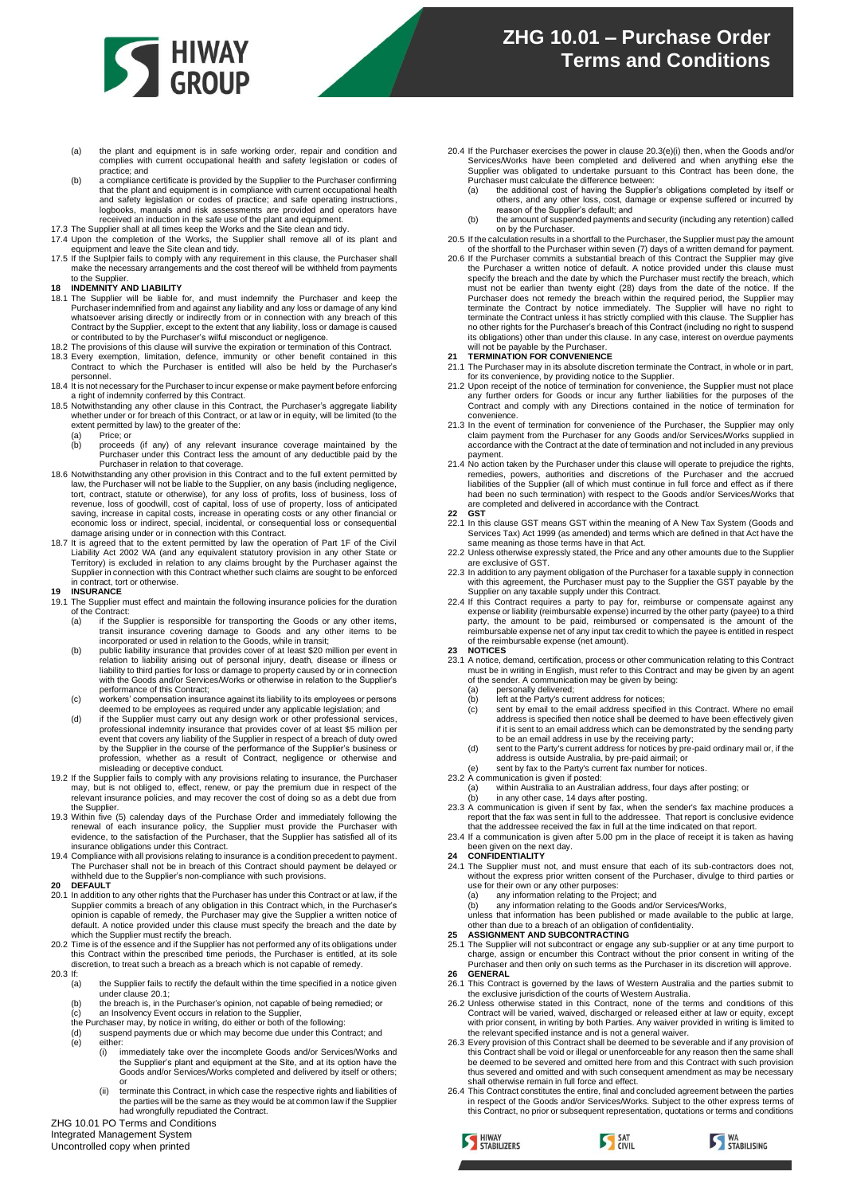(a) the plant and equipment is in safe working order, repair and condition and complies with current occupational health and safety legislation or codes of practice; and

(b) a compliance certificate is provided by the Supplier to the Purchaser confirming that the plant and equipment is in compliance with current occupational health and safety legislation or codes of practice; and safe operating instructions, logbooks, manuals and risk assessments are provided and operators have received an induction in the safe use of the plant and equipment.

17.3 The Supplier shall at all times keep the Works and the Site clean and tidy.

17.4 Upon the completion of the Works, the Supplier shall remove all of its plant and equipment and leave the Site clean and tidy.

17.5 If the Supplier fails to comply with any requirement in this clause, the Purchaser shall make the necessary arrangements and the cost thereof will be withheld from payments to the Supplier.

## 18 INDEMNITY AND LIABILITY

18.1 The Supplier will be liable for, and must indemnify the Purchaser and keep the Purchaser indemnified from and against any liability and any loss or damage of any kind whatsoever arising directly or indirectly from or in connection with any breach of this Contract by the Supplier, except to the extent that any liability, loss or damage is caused or contributed to by the Purchaser's wilful misconduct or negligence.

18.2 The provisions of this clause will survive the expiration or termination of this Contract.

18.3 Every exemption, limitation, defence, immunity or other benefit contained in this Contract to which the Purchaser is entitled will also be held by the Purchaser's personnel.

18.4 It is not necessary for the Purchaser to incur expense or make payment before enforcing a right of indemnity conferred by this Contract.

18.5 Notwithstanding any other clause in this Contract, the Purchaser's aggregate liability whether under or for breach of this Contract, or at law or in equity, will be limited (to the extent permitted by law) to the greater of the:

(a) Price; or

(b) proceeds (if any) of any relevant insurance coverage maintained by the Purchaser under this Contract less the amount of any deductible paid by the Purchaser in relation to that coverage.

18.6 Notwithstanding any other provision in this Contract and to the full extent permitted by law, the Purchaser will not be liable to the Supplier, on any basis (including negligence, tort, contract, statute or otherwise), for any loss of profits, loss of business, loss of revenue, loss of goodwill, cost of capital, loss of use of property, loss of anticipated saving, increase in capital costs, increase in operating costs or any other financial or economic loss or indirect, special, incidental, or consequential loss or consequential damage arising under or in connection with this Contract.

18.7 It is agreed that to the extent permitted by law the operation of Part 1F of the Civil Liability Act 2002 WA (and any equivalent statutory provision in any other State or Territory) is excluded in relation to any claims brought by the Purchaser against the Supplier in connection with this Contract whether such claims are sought to be enforced in contract, tort or otherwise.

## 19 INSURANCE

19.1 The Supplier must effect and maintain the following insurance policies for the duration of the Contract:

(a) if the Supplier is responsible for transporting the Goods or any other items, transit insurance covering damage to Goods and any other items to be incorporated or used in relation to the Goods, while in transit;

(b) public liability insurance that provides cover of at least $20 million per event in relation to liability arising out of personal injury, death, disease or illness or liability to third parties for loss or damage to property caused by or in connection with the Goods and/or Services/Works or otherwise in relation to the Supplier's performance of this Contract;

(c) workers' compensation insurance against its liability to its employees or persons deemed to be employees as required under any applicable legislation; and

(d) if the Supplier must carry out any design work or other professional services, professional indemnity insurance that provides cover of at least $5 million per event that covers any liability of the Supplier in respect of a breach of duty owed by the Supplier in the course of the performance of the Supplier's business or profession, whether as a result of Contract, negligence or otherwise and misleading or deceptive conduct.

19.2 If the Supplier fails to comply with any provisions relating to insurance, the Purchaser may, but is not obliged to, effect, renew, or pay the premium due in respect of the relevant insurance policies, and may recover the cost of doing so as a debt due from the Supplier.

19.3 Within five (5) calendary days of the Purchase Order and immediately following the renewal of each insurance policy, the Supplier must provide the Purchaser with evidence, to the satisfaction of the Purchaser, that the Supplier has satisfied all of its insurance obligations under this Contract.

19.4 Compliance with all provisions relating to insurance is a condition precedent to payment. The Purchaser shall not be in breach of this Contract should payment be delayed or withheld due to the Supplier's non-compliance with such provisions.

## 20 DEFAULT

20.1 In addition to any other rights that the Purchaser has under this Contract or at law, if the Supplier commits a breach of any obligation in this Contract which, in the Purchaser's opinion is capable of remedy, the Purchaser may give the Supplier a written notice of default. A notice provided under this clause must specify the breach and the date by which the Supplier must rectify the breach.

20.2 Time is of the essence and if the Supplier has not performed any of its obligations under this Contract within the prescribed time periods, the Purchaser is entitled, at its sole discretion, to treat such a breach as a breach which is not capable of remedy.

20.3 If:

(a) the Supplier fails to rectify the default within the time specified in a notice given under clause 20.1;

(b) the breach is, in the Purchaser's opinion, not capable of being remedied; or

(c) an Insolvency Event occurs in relation to the Supplier,

the Purchaser may, by notice in writing, do either or both of the following:

(d) suspend payments due or which may become due under this Contract; and

(e) either:

(i) immediately take over the incomplete Goods and/or Services/Works and the Supplier's plant and equipment at the Site, and at its option have the Goods and/or Services/Works completed and delivered by itself or others; or

(ii) terminate this Contract, in which case the respective rights and liabilities of the parties will be the same as they would be at common law if the Supplier had wrongfully repudiated the Contract.

20.4 If the Purchaser exercises the power in clause 20.3(e)(i) then, when the Goods and/or Services/Works have been completed and delivered and when anything else the Supplier was obligated to undertake pursuant to this Contract has been done, the Purchaser must calculate the difference between:

(a) the additional cost of having the Supplier's obligations completed by itself or others, and any other loss, cost, damage or expense suffered or incurred by reason of the Supplier's default; and

(b) the amount of suspended payments and security (including any retention) called on by the Purchaser.

20.5 If the calculation results in a shortfall to the Purchaser, the Supplier must pay the amount of the shortfall to the Purchaser within seven (7) days of a written demand for payment.

20.6 If the Purchaser commits a substantial breach of this Contract the Supplier may give the Purchaser a written notice of default. A notice provided under this clause must specify the breach and the date by which the Purchaser must rectify the breach, which must not be earlier than twenty eight (28) days from the date of the notice. If the Purchaser does not remedy the breach within the required period, the Supplier may terminate the Contract by notice immediately. The Supplier will have no right to terminate the Contract unless it has strictly complied with this clause. The Supplier has no other rights for the Purchaser's breach of this Contract (including no right to suspend its obligations) other than under this clause. In any case, interest on overdue payments will not be payable by the Purchaser.

## 21 TERMINATION FOR CONVENIENCE

21.1 The Purchaser may in its absolute discretion terminate the Contract, in whole or in part, for its convenience, by providing notice to the Supplier.

21.2 Upon receipt of the notice of termination for convenience, the Supplier must not place any further orders for Goods or incur any further liabilities for the purposes of the Contract and comply with any Directions contained in the notice of termination for convenience.

21.3 In the event of termination for convenience of the Purchaser, the Supplier may only claim payment from the Purchaser for any Goods and/or Services/Works supplied in accordance with the Contract at the date of termination and not included in any previous payment.

21.4 No action taken by the Purchaser under this clause will operate to prejudice the rights, remedies, powers, authorities and discretions of the Purchaser and the accrued liabilities of the Supplier (all of which must continue in full force and effect as if there had been no such termination) with respect to the Goods and/or Services/Works that are completed and delivered in accordance with the Contract.

## 22 GST

22.1 In this clause GST means GST within the meaning of A New Tax System (Goods and Services Tax) Act 1999 (as amended) and terms which are defined in that Act have the same meaning as those terms have in that Act.

22.2 Unless otherwise expressly stated, the Price and any other amounts due to the Supplier are exclusive of GST.

22.3 In addition to any payment obligation of the Purchaser for a taxable supply in connection with this agreement, the Purchaser must pay to the Supplier the GST payable by the Supplier on any taxable supply under this Contract.

22.4 If this Contract requires a party to pay for, reimburse or compensate against any expense or liability (reimbursable expense) incurred by the other party (payee) to a third party, the amount to be paid, reimbursed or compensated is the amount of the reimbursable expense net of any input tax credit to which the payee is entitled in respect of the reimbursable expense (net amount).

## 23 NOTICES

23.1 A notice, demand, certification, process or other communication relating to this Contract must be in writing in English, must refer to this Contract and may be given by an agent of the sender. A communication may be given by being:

(a) personally delivered;

(b) left at the Party's current address for notices;

(c) sent by email to the email address specified in this Contract. Where no email address is specified then notice shall be deemed to have been effectively given if it is sent to an email address which can be demonstrated by the sending party to be an email address in use by the receiving party;

(d) sent to the Party's current address for notices by pre-paid ordinary mail or, if the address is outside Australia, by pre-paid airmail; or

(e) sent by fax to the Party's current fax number for notices.

23.2 A communication is given if posted:

(a) within Australia to an Australian address, four days after posting; or

(b) in any other case, 14 days after posting.

23.3 A communication is given if sent by fax, when the sender's fax machine produces a report that the fax was sent in full to the addressee. That report is conclusive evidence that the addressee received the fax in full at the time indicated on that report.

23.4 If a communication is given after 5.00 pm in the place of receipt it is taken as having been given on the next day.

## 24 CONFIDENTIALITY

24.1 The Supplier must not, and must ensure that each of its sub-contractors does not, without the express prior written consent of the Purchaser, divulge to third parties or use for their own or any other purposes:

(a) any information relating to the Project; and

(b) any information relating to the Goods and/or Services/Works,

unless that information has been published or made available to the public at large, other than due to a breach of an obligation of confidentiality.

## 25 ASSIGNMENT AND SUBCONTRACTING

25.1 The Supplier will not subcontract or engage any sub-supplier or at any time purport to charge, assign or encumber this Contract without the prior consent in writing of the Purchaser and then only on such terms as the Purchaser in its discretion will approve.

## 26 GENERAL

26.1 This Contract is governed by the laws of Western Australia and the parties submit to the exclusive jurisdiction of the courts of Western Australia.

26.2 Unless otherwise stated in this Contract, none of the terms and conditions of this Contract will be varied, waived, discharged or released either at law or equity, except with prior consent, in writing by both Parties. Any waiver provided in writing is limited to the relevant specified instance and is not a general waiver.

26.3 Every provision of this Contract shall be deemed to be severable and if any provision of this Contract shall be void or illegal or unenforceable for any reason then the same shall be deemed to be severed and omitted here from and this Contract with such provision thus severed and omitted and with such consequent amendment as may be necessary shall otherwise remain in full force and effect.

26.4 This Contract constitutes the entire, final and concluded agreement between the parties in respect of the Goods and/or Services/Works. Subject to the other express terms of this Contract, no prior or subsequent representation, quotations or terms and conditions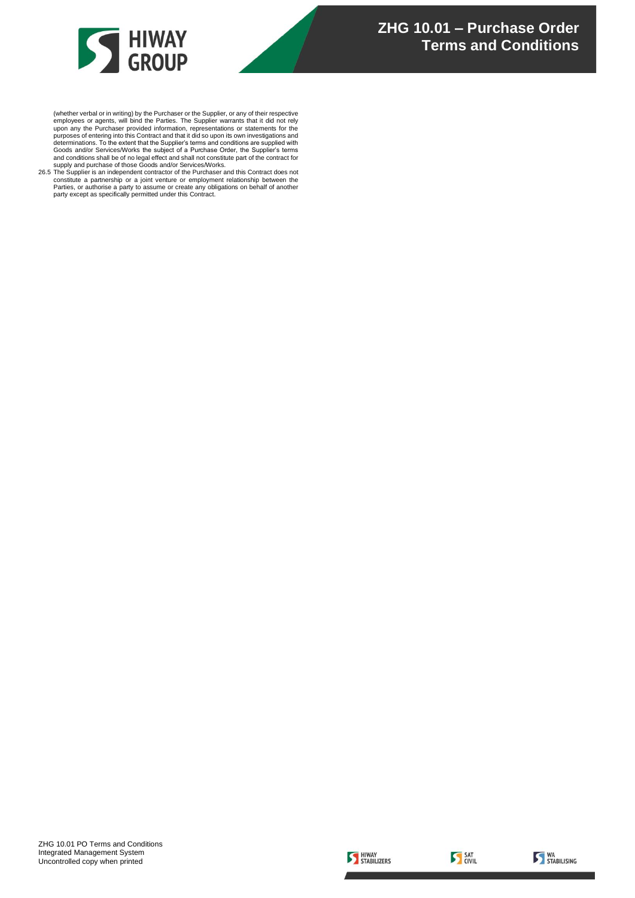(whether verbal or in writing) by the Purchaser or the Supplier, or any of their respective employees or agents, will bind the Parties. The Supplier warrants that it did not rely upon any the Purchaser provided information, representations or statements for the purposes of entering into this Contract and that it did so upon its own investigations and determinations. To the extent that the Supplier's terms and conditions are supplied with Goods and/or Services/Works the subject of a Purchase Order, the Supplier's terms and conditions shall be of no legal effect and shall not constitute part of the contract for supply and purchase of those Goods and/or Services/Works.

26.5 The Supplier is an independent contractor of the Purchaser and this Contract does not constitute a partnership or a joint venture or employment relationship between the Parties, or authorise a party to assume or create any obligations on behalf of another party except as specifically permitted under this Contract.